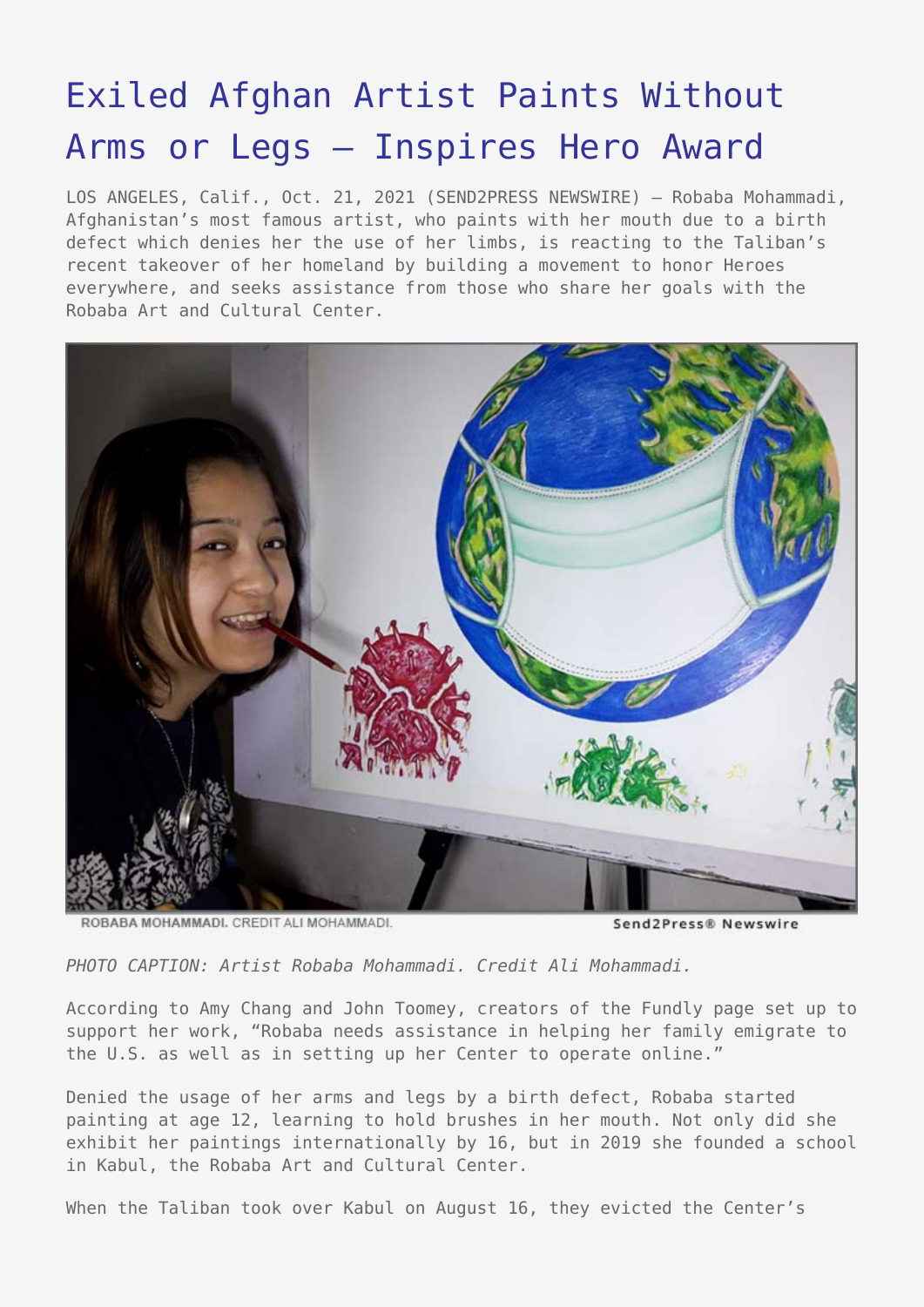# Exiled Afghan Artist Paints Without Arms or Legs – Inspires Hero Award

LOS ANGELES, Calif., Oct. 21, 2021 (SEND2PRESS NEWSWIRE) — Robaba Mohammadi, Afghanistan's most famous artist, who paints with her mouth due to a birth defect which denies her the use of her limbs, is reacting to the Taliban's recent takeover of her homeland by building a movement to honor Heroes everywhere, and seeks assistance from those who share her goals with the Robaba Art and Cultural Center.

ROBABA MOHAMMADI. CREDIT ALI MOHAMMADI.

*PHOTO CAPTION: Artist Robaba Mohammadi. Credit Ali Mohammadi.*

According to Amy Chang and John Toomey, creators of the Fundly page set up to support her work, "Robaba needs assistance in helping her family emigrate to the U.S. as well as in setting up her Center to operate online."

Denied the usage of her arms and legs by a birth defect, Robaba started painting at age 12, learning to hold brushes in her mouth. Not only did she exhibit her paintings internationally by 16, but in 2019 she founded a school in Kabul, the Robaba Art and Cultural Center.

When the Taliban took over Kabul on August 16, they evicted the Center's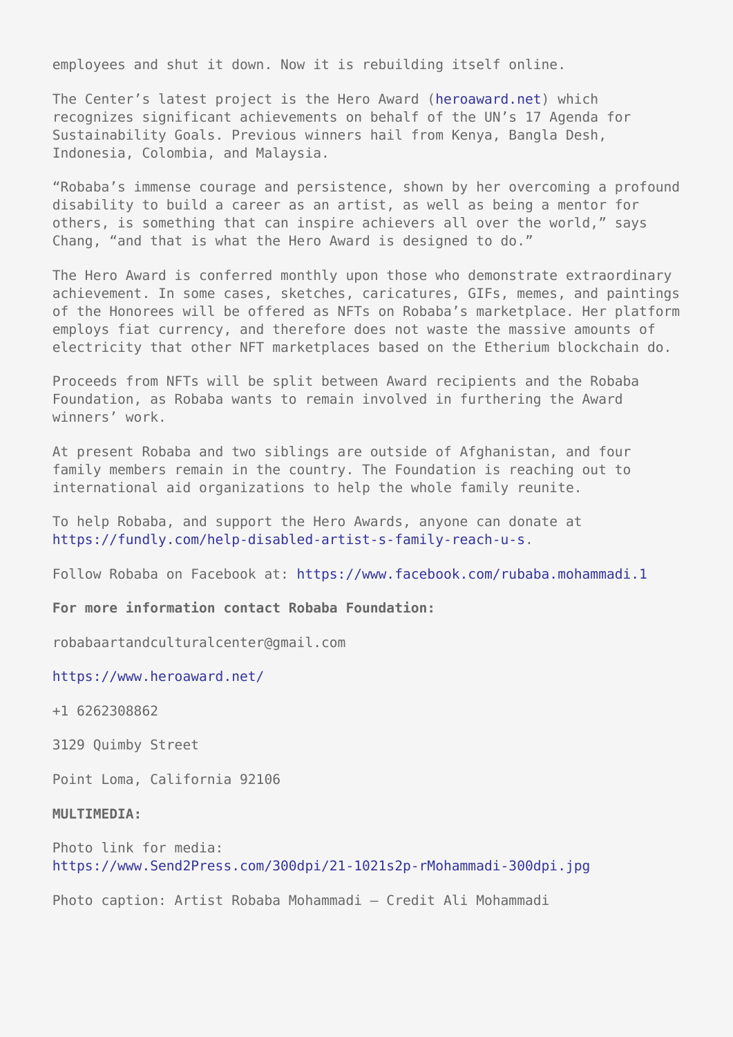employees and shut it down. Now it is rebuilding itself online.

The Center's latest project is the Hero Award (heroaward.net) which recognizes significant achievements on behalf of the UN's 17 Agenda for Sustainability Goals. Previous winners hail from Kenya, Bangla Desh, Indonesia, Colombia, and Malaysia.

"Robaba's immense courage and persistence, shown by her overcoming a profound disability to build a career as an artist, as well as being a mentor for others, is something that can inspire achievers all over the world," says Chang, "and that is what the Hero Award is designed to do."

The Hero Award is conferred monthly upon those who demonstrate extraordinary achievement. In some cases, sketches, caricatures, GIFs, memes, and paintings of the Honorees will be offered as NFTs on Robaba's marketplace. Her platform employs fiat currency, and therefore does not waste the massive amounts of electricity that other NFT marketplaces based on the Etherium blockchain do.

Proceeds from NFTs will be split between Award recipients and the Robaba Foundation, as Robaba wants to remain involved in furthering the Award winners' work.

At present Robaba and two siblings are outside of Afghanistan, and four family members remain in the country. The Foundation is reaching out to international aid organizations to help the whole family reunite.

To help Robaba, and support the Hero Awards, anyone can donate at https://fundly.com/help-disabled-artist-s-family-reach-u-s.

Follow Robaba on Facebook at: https://www.facebook.com/rubaba.mohammadi.1

**For more information contact Robaba Foundation:**

robabaartandculturalcenter@gmail.com

https://www.heroaward.net/

+1 6262308862

3129 Quimby Street

Point Loma, California 92106

**MULTIMEDIA:**

Photo link for media: https://www.Send2Press.com/300dpi/21-1021s2p-rMohammadi-300dpi.jpg

Photo caption: Artist Robaba Mohammadi – Credit Ali Mohammadi